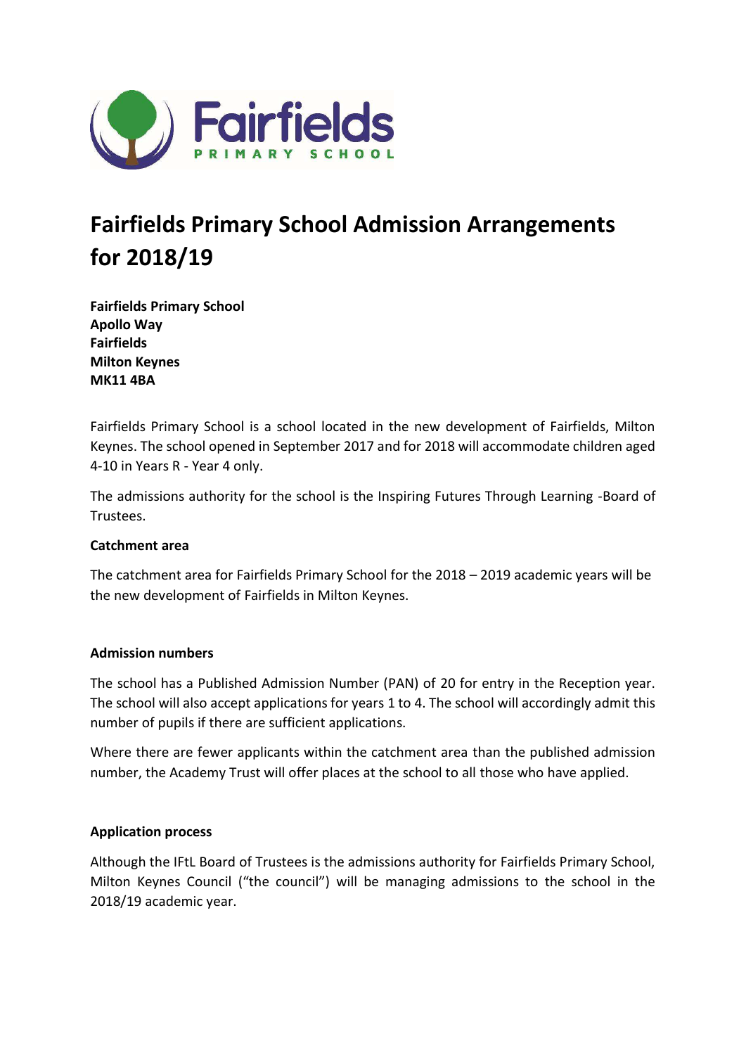Fairfields PRIMARY SCHOOL

# Fairfields Primary School Admission Arrangements for 2018/19

**Fairfields Primary School**
**Apollo Way**
**Fairfields**
**Milton Keynes**
**MK11 4BA**

Fairfields Primary School is a school located in the new development of Fairfields, Milton Keynes. The school opened in September 2017 and for 2018 will accommodate children aged 4-10 in Years R - Year 4 only.

The admissions authority for the school is the Inspiring Futures Through Learning -Board of Trustees.

**Catchment area**

The catchment area for Fairfields Primary School for the 2018 – 2019 academic years will be the new development of Fairfields in Milton Keynes.

**Admission numbers**

The school has a Published Admission Number (PAN) of 20 for entry in the Reception year. The school will also accept applications for years 1 to 4. The school will accordingly admit this number of pupils if there are sufficient applications.

Where there are fewer applicants within the catchment area than the published admission number, the Academy Trust will offer places at the school to all those who have applied.

**Application process**

Although the IFtL Board of Trustees is the admissions authority for Fairfields Primary School, Milton Keynes Council ("the council") will be managing admissions to the school in the 2018/19 academic year.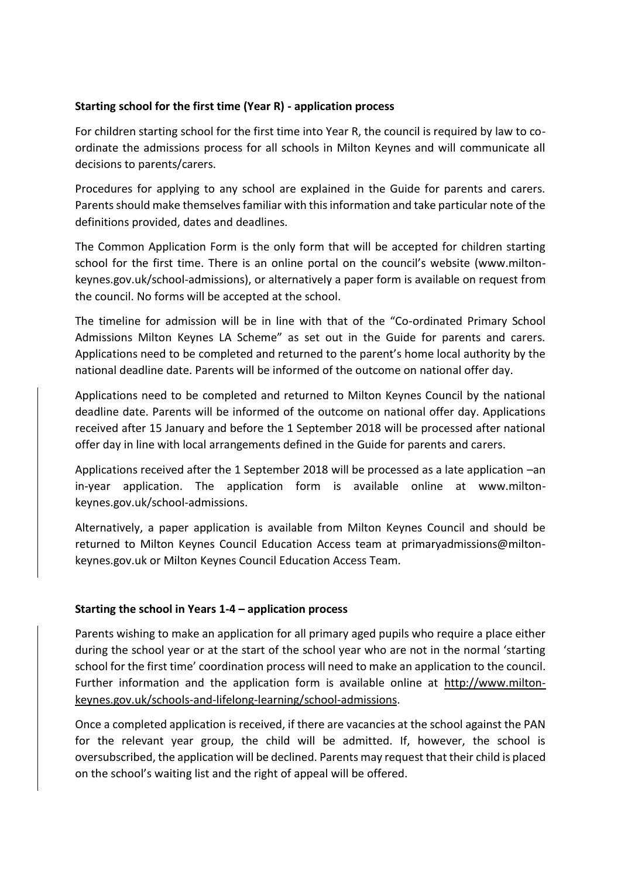### Starting school for the first time (Year R) - application process

For children starting school for the first time into Year R, the council is required by law to co-ordinate the admissions process for all schools in Milton Keynes and will communicate all decisions to parents/carers.

Procedures for applying to any school are explained in the Guide for parents and carers. Parents should make themselves familiar with this information and take particular note of the definitions provided, dates and deadlines.

The Common Application Form is the only form that will be accepted for children starting school for the first time. There is an online portal on the council's website (www.milton-keynes.gov.uk/school-admissions), or alternatively a paper form is available on request from the council. No forms will be accepted at the school.

The timeline for admission will be in line with that of the "Co-ordinated Primary School Admissions Milton Keynes LA Scheme" as set out in the Guide for parents and carers. Applications need to be completed and returned to the parent's home local authority by the national deadline date. Parents will be informed of the outcome on national offer day.

Applications need to be completed and returned to Milton Keynes Council by the national deadline date. Parents will be informed of the outcome on national offer day. Applications received after 15 January and before the 1 September 2018 will be processed after national offer day in line with local arrangements defined in the Guide for parents and carers.

Applications received after the 1 September 2018 will be processed as a late application –an in-year application. The application form is available online at www.milton-keynes.gov.uk/school-admissions.

Alternatively, a paper application is available from Milton Keynes Council and should be returned to Milton Keynes Council Education Access team at primaryadmissions@milton-keynes.gov.uk or Milton Keynes Council Education Access Team.

### Starting the school in Years 1-4 – application process

Parents wishing to make an application for all primary aged pupils who require a place either during the school year or at the start of the school year who are not in the normal 'starting school for the first time' coordination process will need to make an application to the council. Further information and the application form is available online at http://www.milton-keynes.gov.uk/schools-and-lifelong-learning/school-admissions.

Once a completed application is received, if there are vacancies at the school against the PAN for the relevant year group, the child will be admitted. If, however, the school is oversubscribed, the application will be declined. Parents may request that their child is placed on the school's waiting list and the right of appeal will be offered.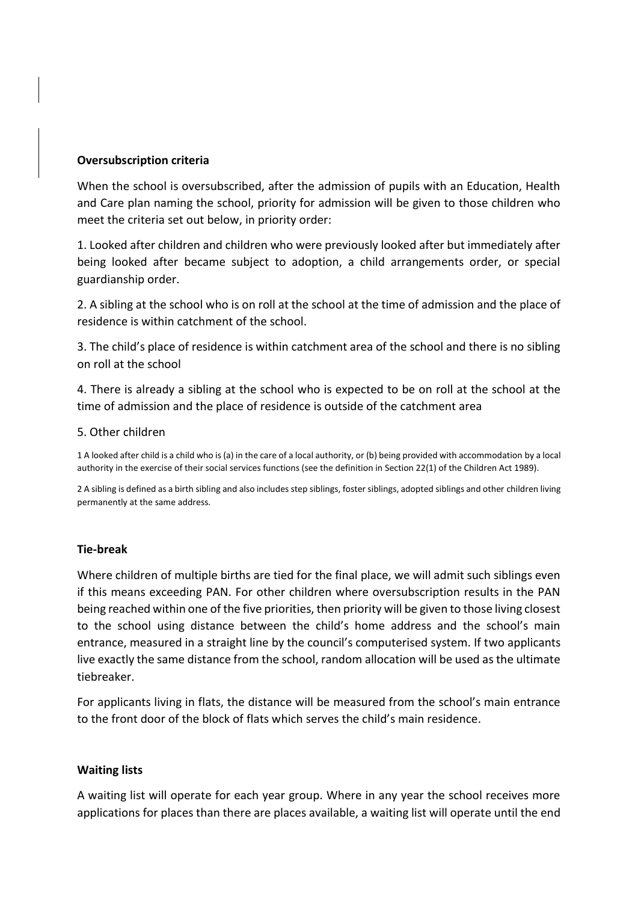**Oversubscription criteria**

When the school is oversubscribed, after the admission of pupils with an Education, Health and Care plan naming the school, priority for admission will be given to those children who meet the criteria set out below, in priority order:

1. Looked after children and children who were previously looked after but immediately after being looked after became subject to adoption, a child arrangements order, or special guardianship order.

2. A sibling at the school who is on roll at the school at the time of admission and the place of residence is within catchment of the school.

3. The child's place of residence is within catchment area of the school and there is no sibling on roll at the school

4. There is already a sibling at the school who is expected to be on roll at the school at the time of admission and the place of residence is outside of the catchment area

5. Other children

1 A looked after child is a child who is (a) in the care of a local authority, or (b) being provided with accommodation by a local authority in the exercise of their social services functions (see the definition in Section 22(1) of the Children Act 1989).

2 A sibling is defined as a birth sibling and also includes step siblings, foster siblings, adopted siblings and other children living permanently at the same address.

**Tie-break**

Where children of multiple births are tied for the final place, we will admit such siblings even if this means exceeding PAN. For other children where oversubscription results in the PAN being reached within one of the five priorities, then priority will be given to those living closest to the school using distance between the child's home address and the school's main entrance, measured in a straight line by the council's computerised system. If two applicants live exactly the same distance from the school, random allocation will be used as the ultimate tiebreaker.

For applicants living in flats, the distance will be measured from the school's main entrance to the front door of the block of flats which serves the child's main residence.

**Waiting lists**

A waiting list will operate for each year group. Where in any year the school receives more applications for places than there are places available, a waiting list will operate until the end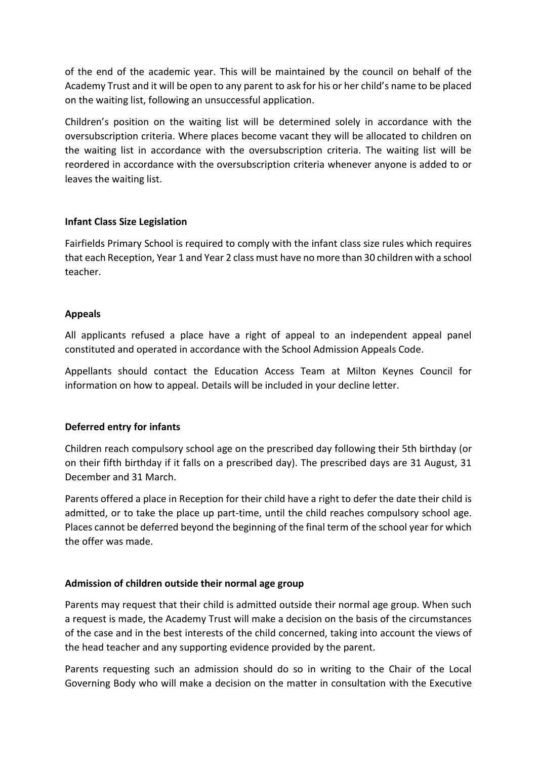of the end of the academic year. This will be maintained by the council on behalf of the Academy Trust and it will be open to any parent to ask for his or her child's name to be placed on the waiting list, following an unsuccessful application.

Children's position on the waiting list will be determined solely in accordance with the oversubscription criteria. Where places become vacant they will be allocated to children on the waiting list in accordance with the oversubscription criteria. The waiting list will be reordered in accordance with the oversubscription criteria whenever anyone is added to or leaves the waiting list.

**Infant Class Size Legislation**

Fairfields Primary School is required to comply with the infant class size rules which requires that each Reception, Year 1 and Year 2 class must have no more than 30 children with a school teacher.

**Appeals**

All applicants refused a place have a right of appeal to an independent appeal panel constituted and operated in accordance with the School Admission Appeals Code.

Appellants should contact the Education Access Team at Milton Keynes Council for information on how to appeal. Details will be included in your decline letter.

**Deferred entry for infants**

Children reach compulsory school age on the prescribed day following their 5th birthday (or on their fifth birthday if it falls on a prescribed day). The prescribed days are 31 August, 31 December and 31 March.

Parents offered a place in Reception for their child have a right to defer the date their child is admitted, or to take the place up part-time, until the child reaches compulsory school age. Places cannot be deferred beyond the beginning of the final term of the school year for which the offer was made.

**Admission of children outside their normal age group**

Parents may request that their child is admitted outside their normal age group. When such a request is made, the Academy Trust will make a decision on the basis of the circumstances of the case and in the best interests of the child concerned, taking into account the views of the head teacher and any supporting evidence provided by the parent.

Parents requesting such an admission should do so in writing to the Chair of the Local Governing Body who will make a decision on the matter in consultation with the Executive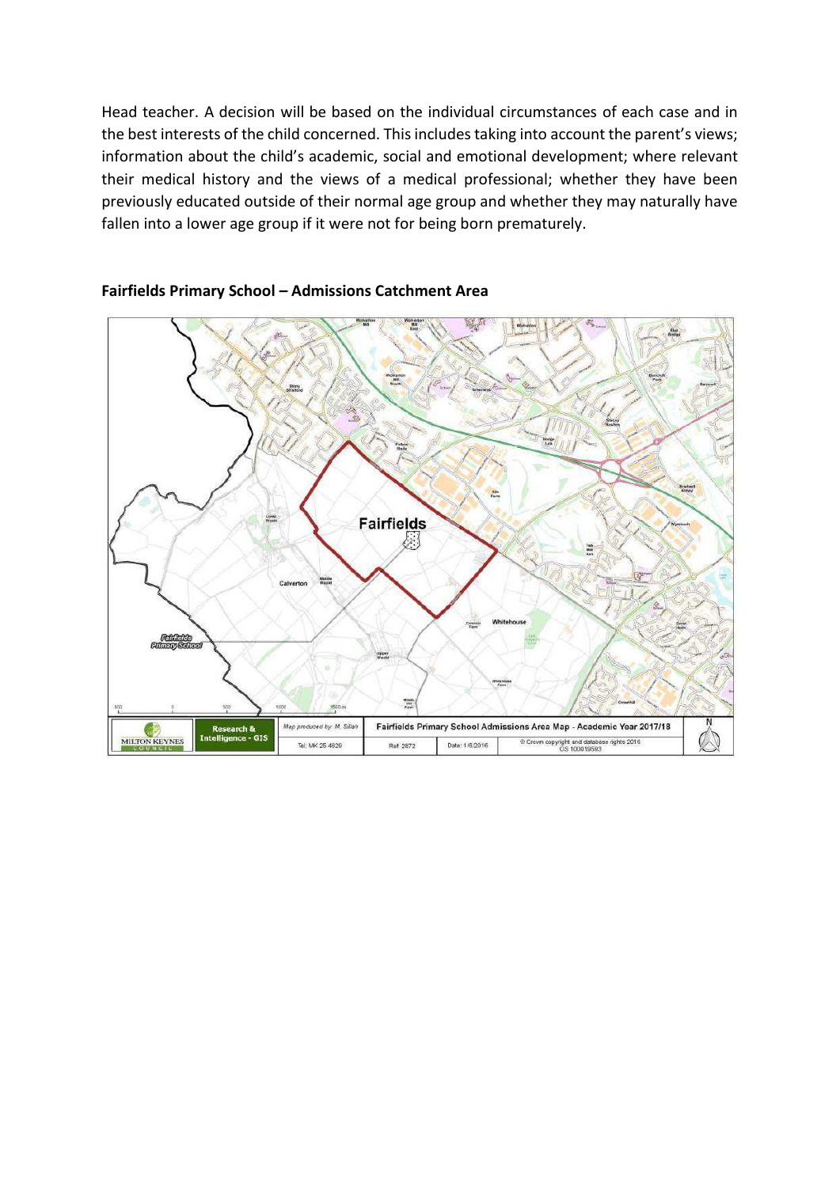Head teacher. A decision will be based on the individual circumstances of each case and in the best interests of the child concerned. This includes taking into account the parent's views; information about the child's academic, social and emotional development; where relevant their medical history and the views of a medical professional; whether they have been previously educated outside of their normal age group and whether they may naturally have fallen into a lower age group if it were not for being born prematurely.

**Fairfields Primary School – Admissions Catchment Area**

Fairfields

Fairfields Primary School

Fairfields Primary School Admissions Area Map - Academic Year 2017/18

MILTON KEYNES COUNCIL

Research & Intelligence - GIS

Map produced by: M. Sillah

Tel: MK 25 4829

Ref: 2872

Date: 1/6/2016

© Crown copyright and database rights 2016 OS 100019593